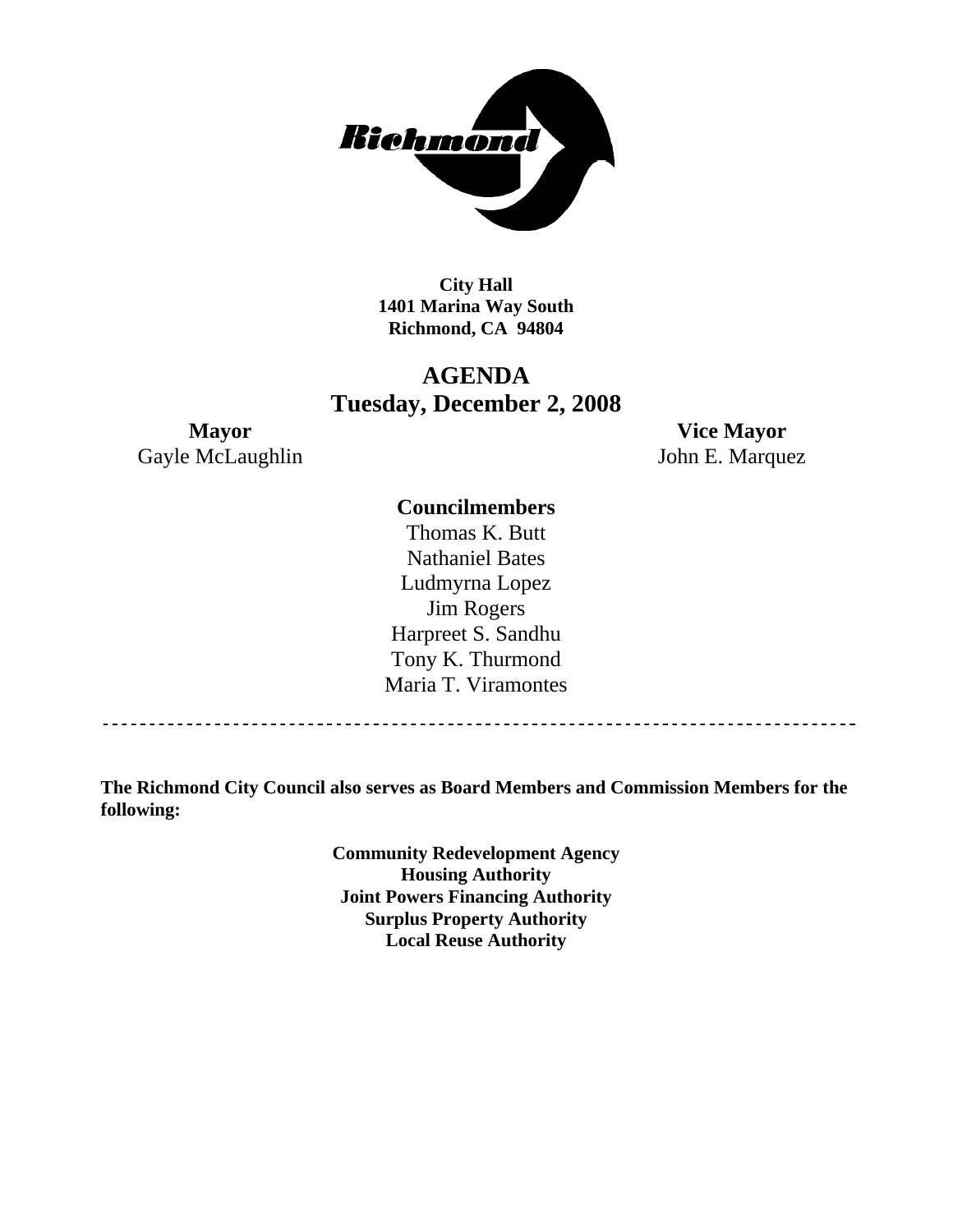**City Hall**
**1401 Marina Way South**
**Richmond, CA 94804**

# AGENDA
## Tuesday, December 2, 2008

**Mayor**
Gayle McLaughlin

**Vice Mayor**
John E. Marquez

**Councilmembers**
Thomas K. Butt
Nathaniel Bates
Ludmyrna Lopez
Jim Rogers
Harpreet S. Sandhu
Tony K. Thurmond
Maria T. Viramontes

---

**The Richmond City Council also serves as Board Members and Commission Members for the following:**

**Community Redevelopment Agency**
**Housing Authority**
**Joint Powers Financing Authority**
**Surplus Property Authority**
**Local Reuse Authority**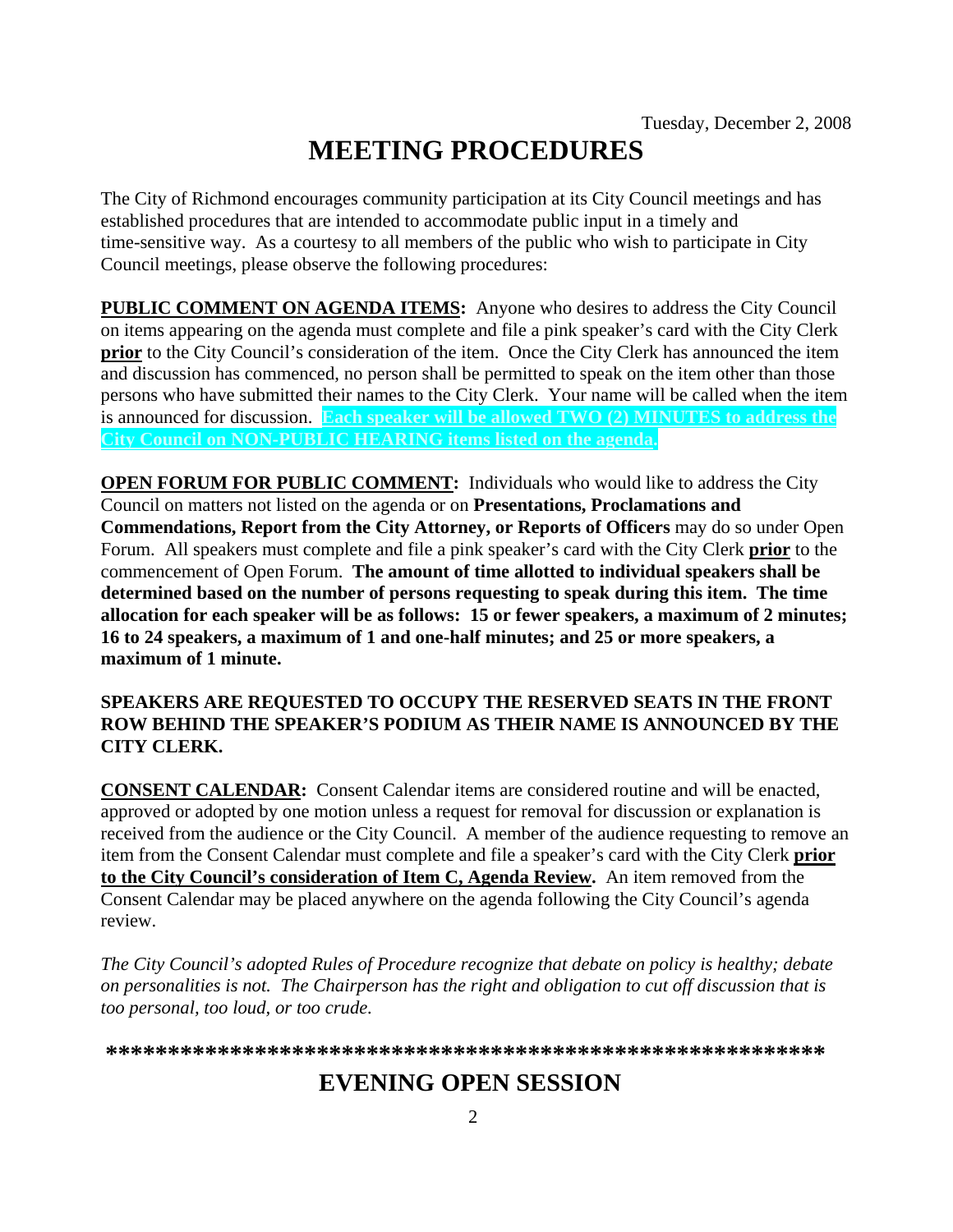Tuesday, December 2, 2008

# MEETING PROCEDURES

The City of Richmond encourages community participation at its City Council meetings and has established procedures that are intended to accommodate public input in a timely and time-sensitive way. As a courtesy to all members of the public who wish to participate in City Council meetings, please observe the following procedures:

**PUBLIC COMMENT ON AGENDA ITEMS:** Anyone who desires to address the City Council on items appearing on the agenda must complete and file a pink speaker's card with the City Clerk **prior** to the City Council's consideration of the item. Once the City Clerk has announced the item and discussion has commenced, no person shall be permitted to speak on the item other than those persons who have submitted their names to the City Clerk. Your name will be called when the item is announced for discussion. **Each speaker will be allowed TWO (2) MINUTES to address the City Council on NON-PUBLIC HEARING items listed on the agenda.**

**OPEN FORUM FOR PUBLIC COMMENT:** Individuals who would like to address the City Council on matters not listed on the agenda or on **Presentations, Proclamations and Commendations, Report from the City Attorney, or Reports of Officers** may do so under Open Forum. All speakers must complete and file a pink speaker's card with the City Clerk **prior** to the commencement of Open Forum. **The amount of time allotted to individual speakers shall be determined based on the number of persons requesting to speak during this item. The time allocation for each speaker will be as follows: 15 or fewer speakers, a maximum of 2 minutes; 16 to 24 speakers, a maximum of 1 and one-half minutes; and 25 or more speakers, a maximum of 1 minute.**

**SPEAKERS ARE REQUESTED TO OCCUPY THE RESERVED SEATS IN THE FRONT ROW BEHIND THE SPEAKER'S PODIUM AS THEIR NAME IS ANNOUNCED BY THE CITY CLERK.**

**CONSENT CALENDAR:** Consent Calendar items are considered routine and will be enacted, approved or adopted by one motion unless a request for removal for discussion or explanation is received from the audience or the City Council. A member of the audience requesting to remove an item from the Consent Calendar must complete and file a speaker's card with the City Clerk **prior to the City Council's consideration of Item C, Agenda Review.** An item removed from the Consent Calendar may be placed anywhere on the agenda following the City Council's agenda review.

*The City Council's adopted Rules of Procedure recognize that debate on policy is healthy; debate on personalities is not. The Chairperson has the right and obligation to cut off discussion that is too personal, too loud, or too crude.*

**\*\*\*\*\*\*\*\*\*\*\*\*\*\*\*\*\*\*\*\*\*\*\*\*\*\*\*\*\*\*\*\*\*\*\*\*\*\*\*\*\*\*\*\*\*\*\*\*\*\*\*\*\*\*\*\*\*\*\*\***

# EVENING OPEN SESSION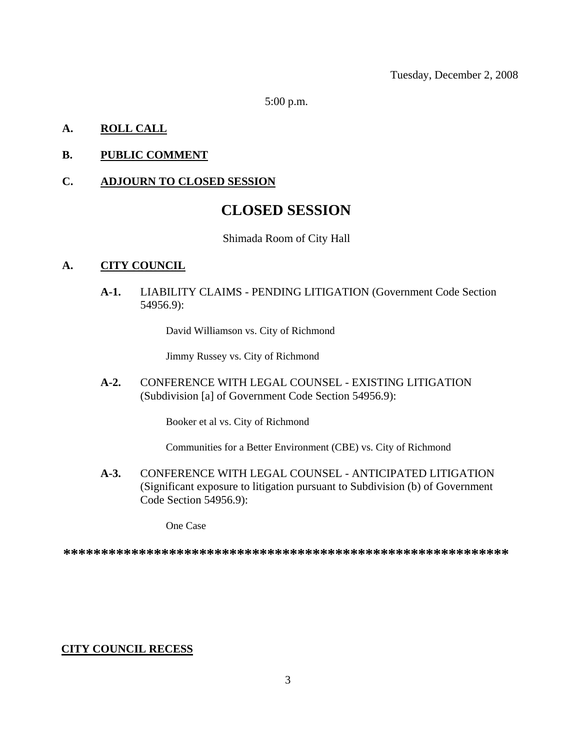Tuesday, December 2, 2008

5:00 p.m.

**A. ROLL CALL**

**B. PUBLIC COMMENT**

**C. ADJOURN TO CLOSED SESSION**

# CLOSED SESSION

Shimada Room of City Hall

**A. CITY COUNCIL**

**A-1.** LIABILITY CLAIMS - PENDING LITIGATION (Government Code Section 54956.9):

David Williamson vs. City of Richmond

Jimmy Russey vs. City of Richmond

**A-2.** CONFERENCE WITH LEGAL COUNSEL - EXISTING LITIGATION (Subdivision [a] of Government Code Section 54956.9):

Booker et al vs. City of Richmond

Communities for a Better Environment (CBE) vs. City of Richmond

**A-3.** CONFERENCE WITH LEGAL COUNSEL - ANTICIPATED LITIGATION (Significant exposure to litigation pursuant to Subdivision (b) of Government Code Section 54956.9):

One Case

**********************************************************

**CITY COUNCIL RECESS**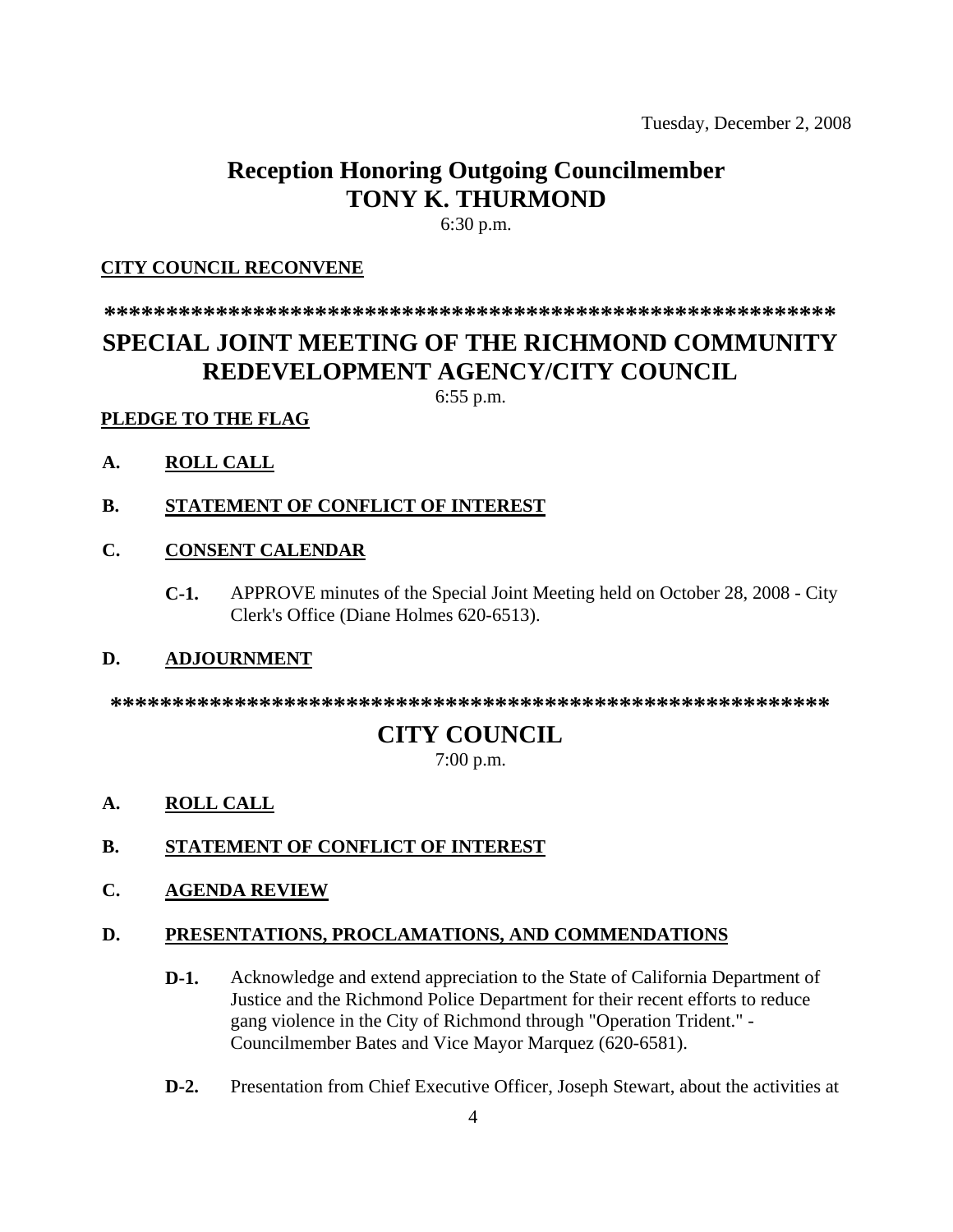Tuesday, December 2, 2008

# Reception Honoring Outgoing Councilmember TONY K. THURMOND

6:30 p.m.

**CITY COUNCIL RECONVENE**

**************************************************************

# SPECIAL JOINT MEETING OF THE RICHMOND COMMUNITY REDEVELOPMENT AGENCY/CITY COUNCIL

6:55 p.m.

**PLEDGE TO THE FLAG**

**A. ROLL CALL**

**B. STATEMENT OF CONFLICT OF INTEREST**

**C. CONSENT CALENDAR**

**C-1.** APPROVE minutes of the Special Joint Meeting held on October 28, 2008 - City Clerk's Office (Diane Holmes 620-6513).

**D. ADJOURNMENT**

**************************************************************

# CITY COUNCIL

7:00 p.m.

**A. ROLL CALL**

**B. STATEMENT OF CONFLICT OF INTEREST**

**C. AGENDA REVIEW**

**D. PRESENTATIONS, PROCLAMATIONS, AND COMMENDATIONS**

**D-1.** Acknowledge and extend appreciation to the State of California Department of Justice and the Richmond Police Department for their recent efforts to reduce gang violence in the City of Richmond through "Operation Trident." - Councilmember Bates and Vice Mayor Marquez (620-6581).

**D-2.** Presentation from Chief Executive Officer, Joseph Stewart, about the activities at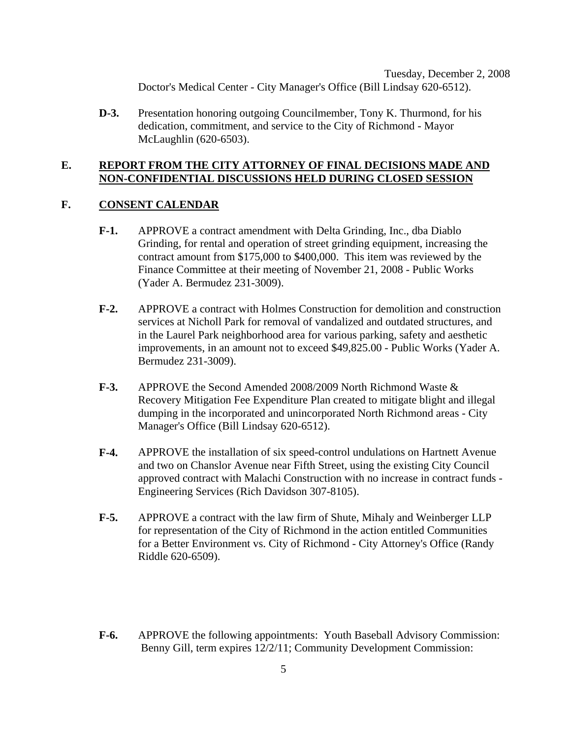Doctor's Medical Center - City Manager's Office (Bill Lindsay 620-6512).

**D-3.** Presentation honoring outgoing Councilmember, Tony K. Thurmond, for his dedication, commitment, and service to the City of Richmond - Mayor McLaughlin (620-6503).

## E. REPORT FROM THE CITY ATTORNEY OF FINAL DECISIONS MADE AND NON-CONFIDENTIAL DISCUSSIONS HELD DURING CLOSED SESSION

## F. CONSENT CALENDAR

**F-1.** APPROVE a contract amendment with Delta Grinding, Inc., dba Diablo Grinding, for rental and operation of street grinding equipment, increasing the contract amount from $175,000 to $400,000. This item was reviewed by the Finance Committee at their meeting of November 21, 2008 - Public Works (Yader A. Bermudez 231-3009).

**F-2.** APPROVE a contract with Holmes Construction for demolition and construction services at Nicholl Park for removal of vandalized and outdated structures, and in the Laurel Park neighborhood area for various parking, safety and aesthetic improvements, in an amount not to exceed $49,825.00 - Public Works (Yader A. Bermudez 231-3009).

**F-3.** APPROVE the Second Amended 2008/2009 North Richmond Waste & Recovery Mitigation Fee Expenditure Plan created to mitigate blight and illegal dumping in the incorporated and unincorporated North Richmond areas - City Manager's Office (Bill Lindsay 620-6512).

**F-4.** APPROVE the installation of six speed-control undulations on Hartnett Avenue and two on Chanslor Avenue near Fifth Street, using the existing City Council approved contract with Malachi Construction with no increase in contract funds - Engineering Services (Rich Davidson 307-8105).

**F-5.** APPROVE a contract with the law firm of Shute, Mihaly and Weinberger LLP for representation of the City of Richmond in the action entitled Communities for a Better Environment vs. City of Richmond - City Attorney's Office (Randy Riddle 620-6509).

**F-6.** APPROVE the following appointments: Youth Baseball Advisory Commission: Benny Gill, term expires 12/2/11; Community Development Commission: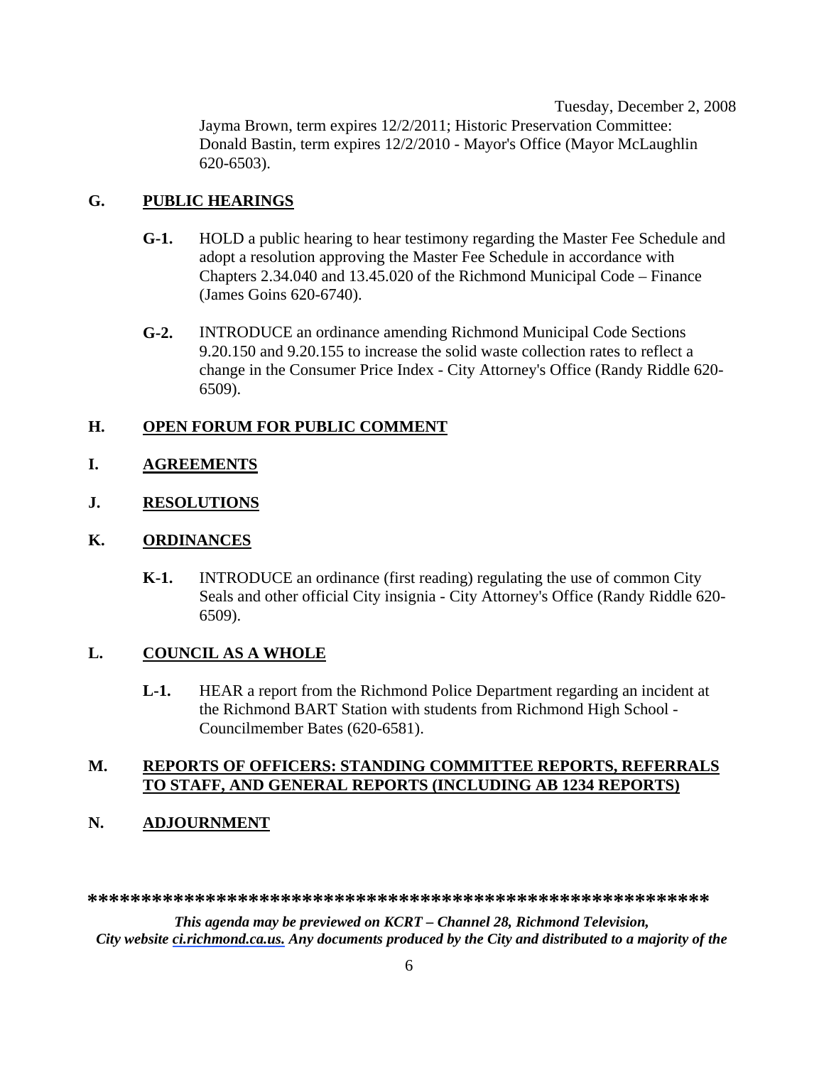Jayma Brown, term expires 12/2/2011; Historic Preservation Committee: Donald Bastin, term expires 12/2/2010 - Mayor's Office (Mayor McLaughlin 620-6503).

## G. PUBLIC HEARINGS

**G-1.** HOLD a public hearing to hear testimony regarding the Master Fee Schedule and adopt a resolution approving the Master Fee Schedule in accordance with Chapters 2.34.040 and 13.45.020 of the Richmond Municipal Code – Finance (James Goins 620-6740).

**G-2.** INTRODUCE an ordinance amending Richmond Municipal Code Sections 9.20.150 and 9.20.155 to increase the solid waste collection rates to reflect a change in the Consumer Price Index - City Attorney's Office (Randy Riddle 620-6509).

## H. OPEN FORUM FOR PUBLIC COMMENT

## I. AGREEMENTS

## J. RESOLUTIONS

## K. ORDINANCES

**K-1.** INTRODUCE an ordinance (first reading) regulating the use of common City Seals and other official City insignia - City Attorney's Office (Randy Riddle 620-6509).

## L. COUNCIL AS A WHOLE

**L-1.** HEAR a report from the Richmond Police Department regarding an incident at the Richmond BART Station with students from Richmond High School - Councilmember Bates (620-6581).

## M. REPORTS OF OFFICERS: STANDING COMMITTEE REPORTS, REFERRALS TO STAFF, AND GENERAL REPORTS (INCLUDING AB 1234 REPORTS)

## N. ADJOURNMENT

**************************************************************

***This agenda may be previewed on KCRT – Channel 28, Richmond Television, City website ci.richmond.ca.us. Any documents produced by the City and distributed to a majority of the***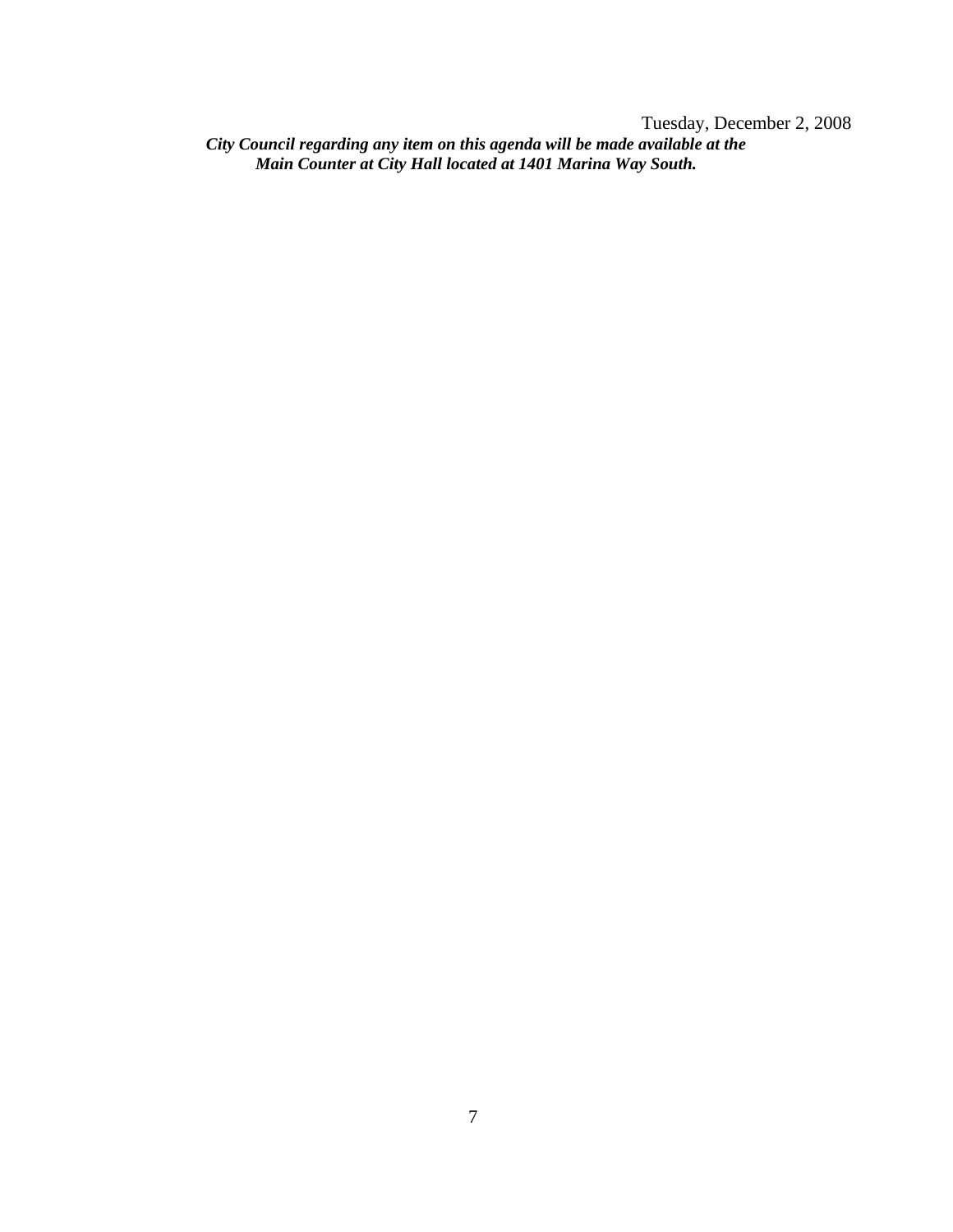***City Council regarding any item on this agenda will be made available at the Main Counter at City Hall located at 1401 Marina Way South.***